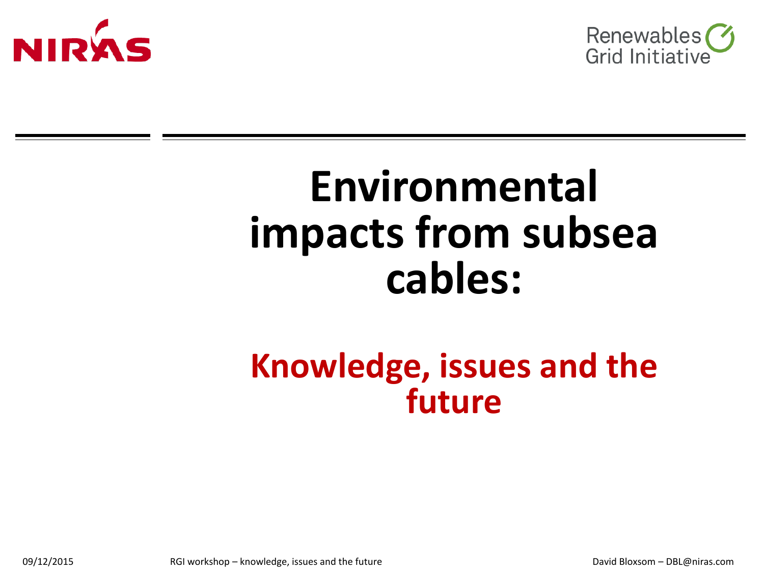# Environmental impacts from subsea cables:

## Knowledge, issues and the future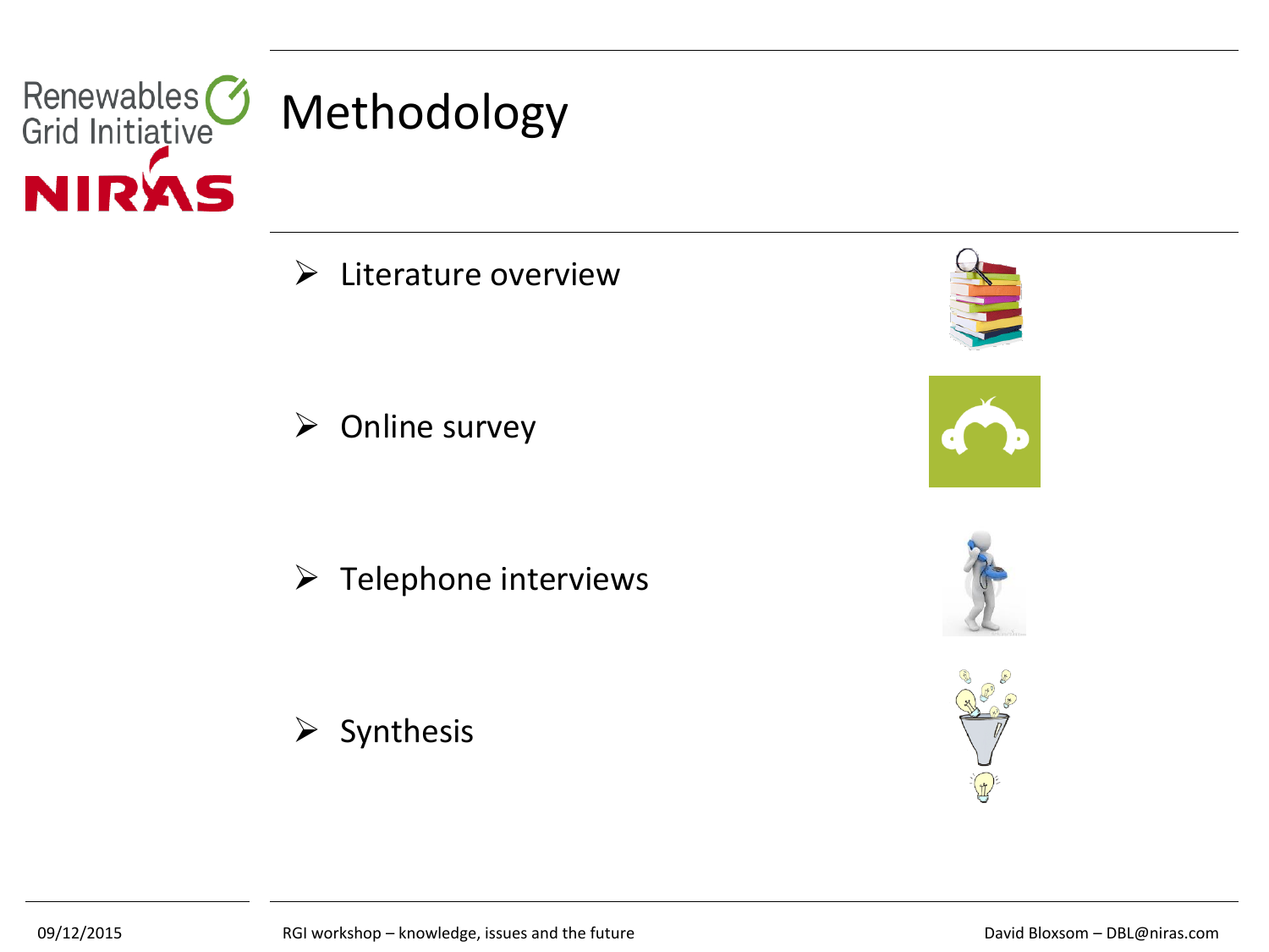# Methodology

- Literature overview
- Online survey
- Telephone interviews
- Synthesis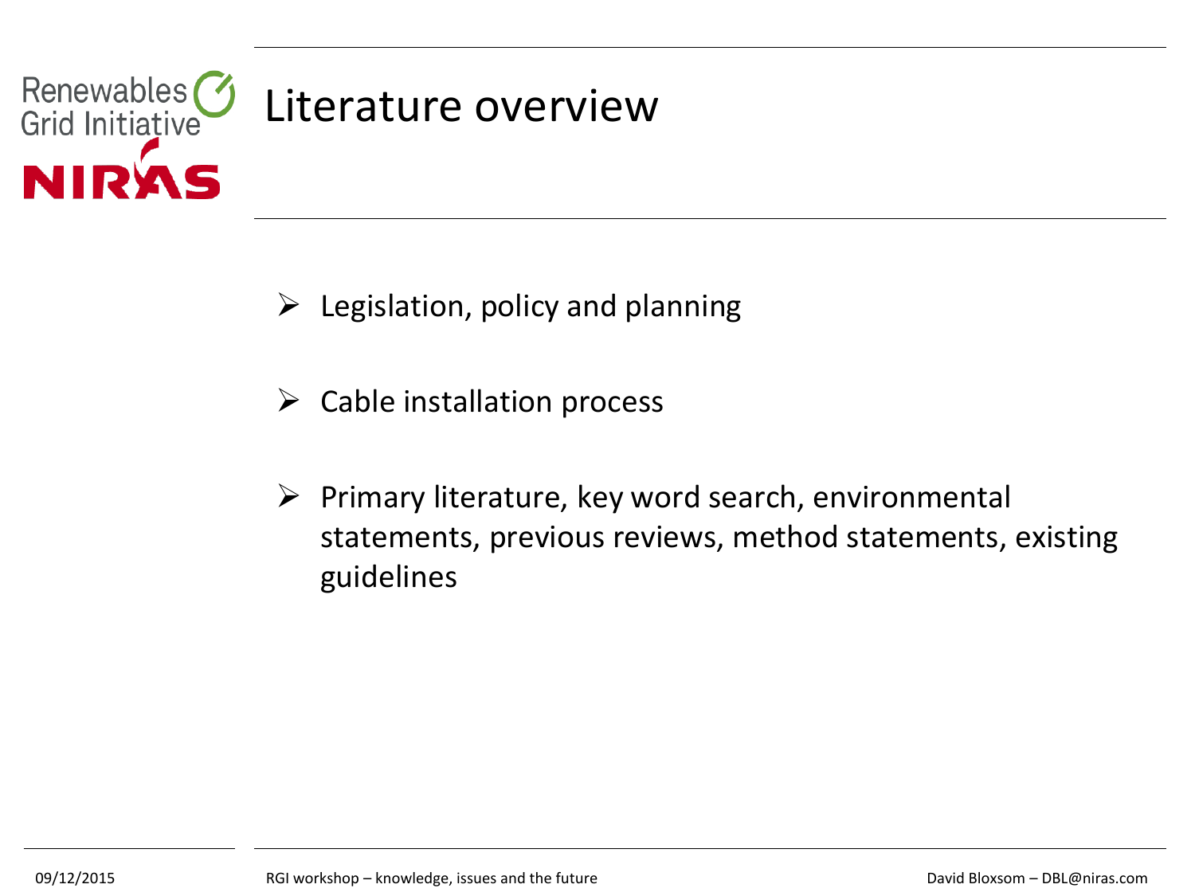# Literature overview

- Legislation, policy and planning
- Cable installation process
- Primary literature, key word search, environmental statements, previous reviews, method statements, existing guidelines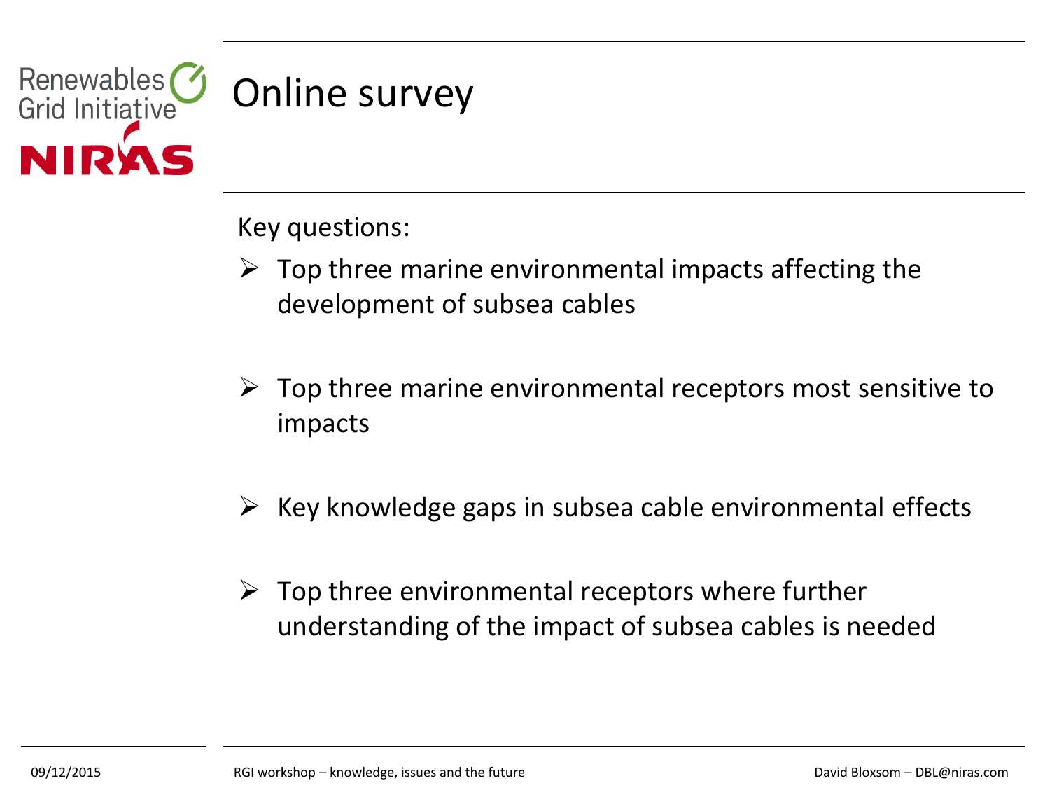# Online survey

Key questions:

- Top three marine environmental impacts affecting the development of subsea cables
- Top three marine environmental receptors most sensitive to impacts
- Key knowledge gaps in subsea cable environmental effects
- Top three environmental receptors where further understanding of the impact of subsea cables is needed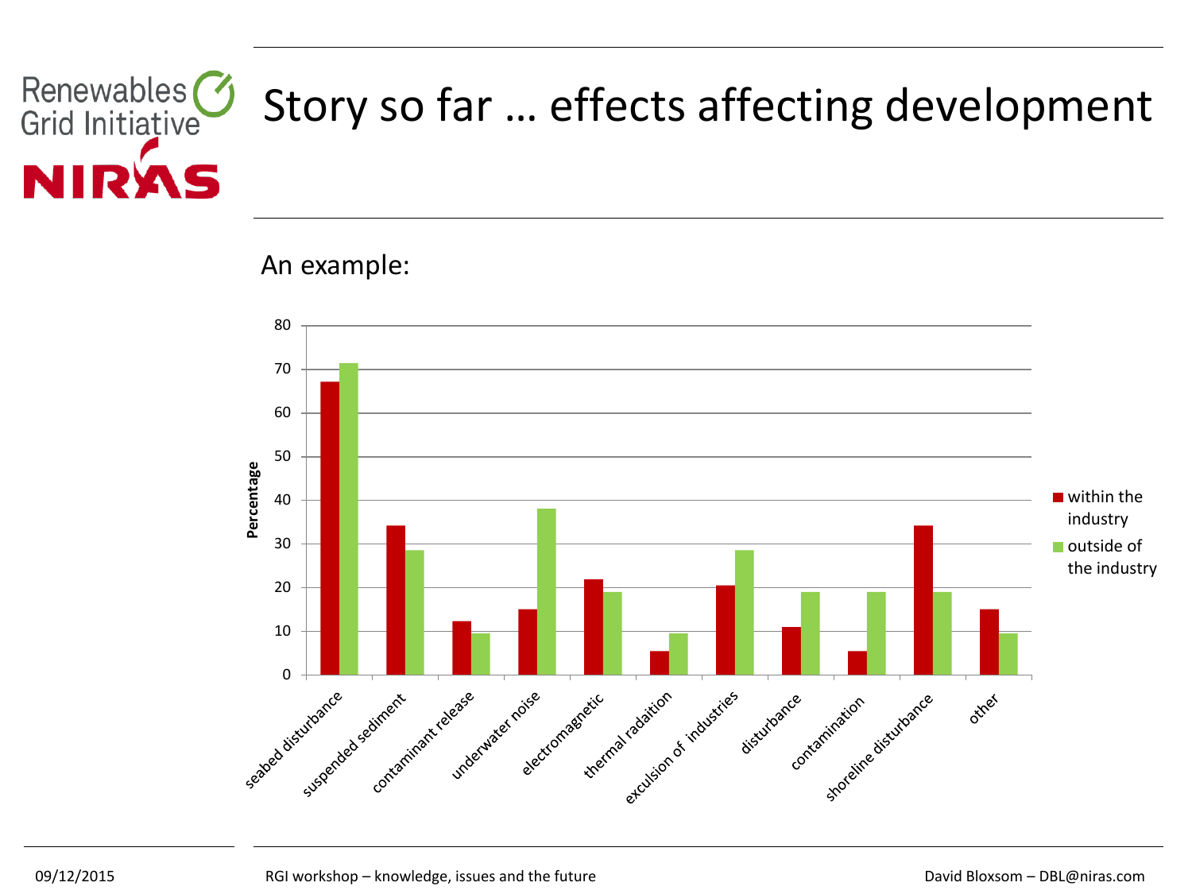# Story so far … effects affecting development

An example:

| | within the industry | outside of the industry |
|---|---|---|
| seabed disturbance | 67 | 71 |
| suspended sediment | 34 | 28.5 |
| contaminant release | 12 | 9.5 |
| underwater noise | 15 | 38 |
| electromagnetic | 22 | 19 |
| thermal radaition | 5.5 | 9.5 |
| exculsion of industries | 20.5 | 28.5 |
| disturbance | 11 | 19 |
| contamination | 5.5 | 19 |
| shoreline disturbance | 34 | 19 |
| other | 15 | 9.5 |

Percentage

09/12/2015 RGI workshop – knowledge, issues and the future David Bloxsom – DBL@niras.com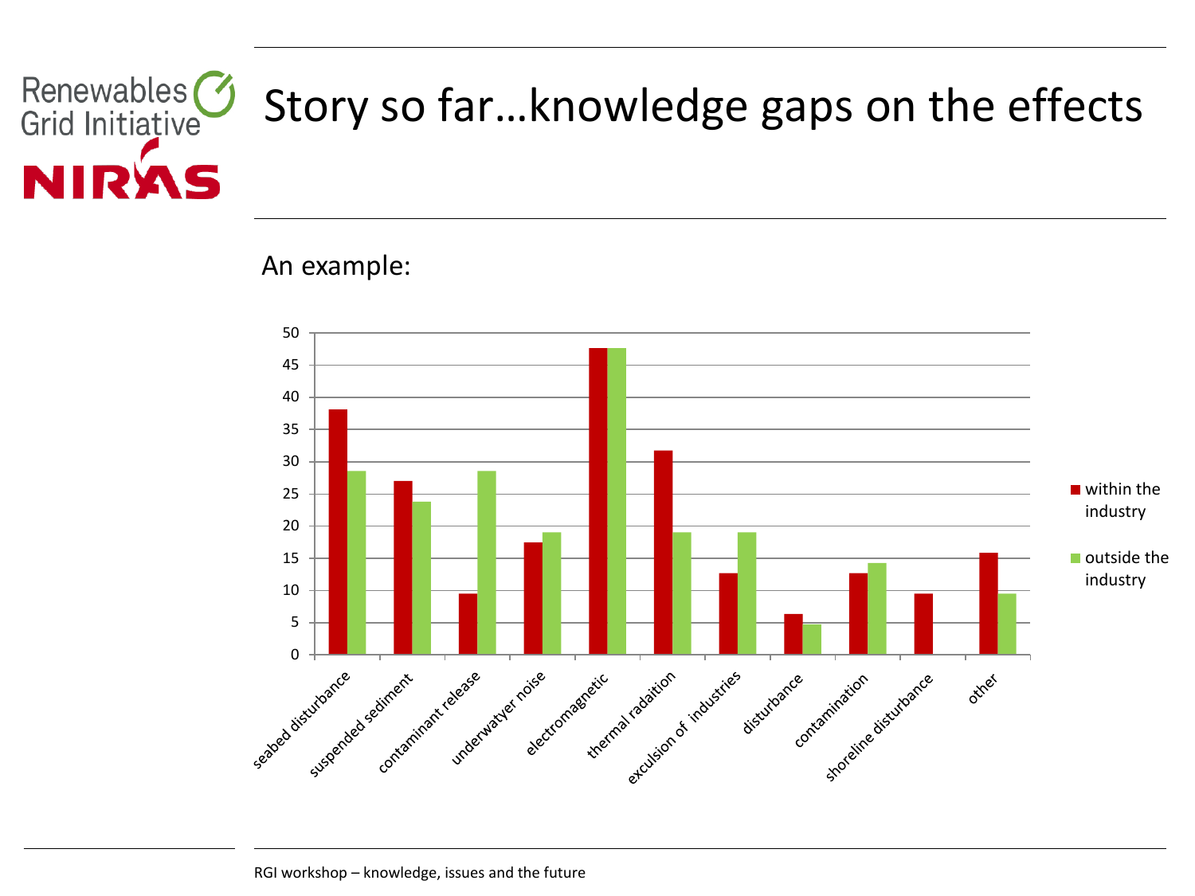# Story so far…knowledge gaps on the effects

An example:

| | within the industry | outside the industry |
|---|---|---|
| seabed disturbance | 38 | 28.5 |
| suspended sediment | 27 | 23.8 |
| contaminant release | 9.5 | 28.5 |
| underwatyer noise | 17.5 | 19 |
| electromagnetic | 47.6 | 47.6 |
| thermal radaition | 31.7 | 19 |
| exculsion of industries | 12.7 | 19 |
| disturbance | 6.3 | 4.8 |
| contamination | 12.7 | 14.3 |
| shoreline disturbance | 9.5 | 0 |
| other | 15.9 | 9.5 |

RGI workshop – knowledge, issues and the future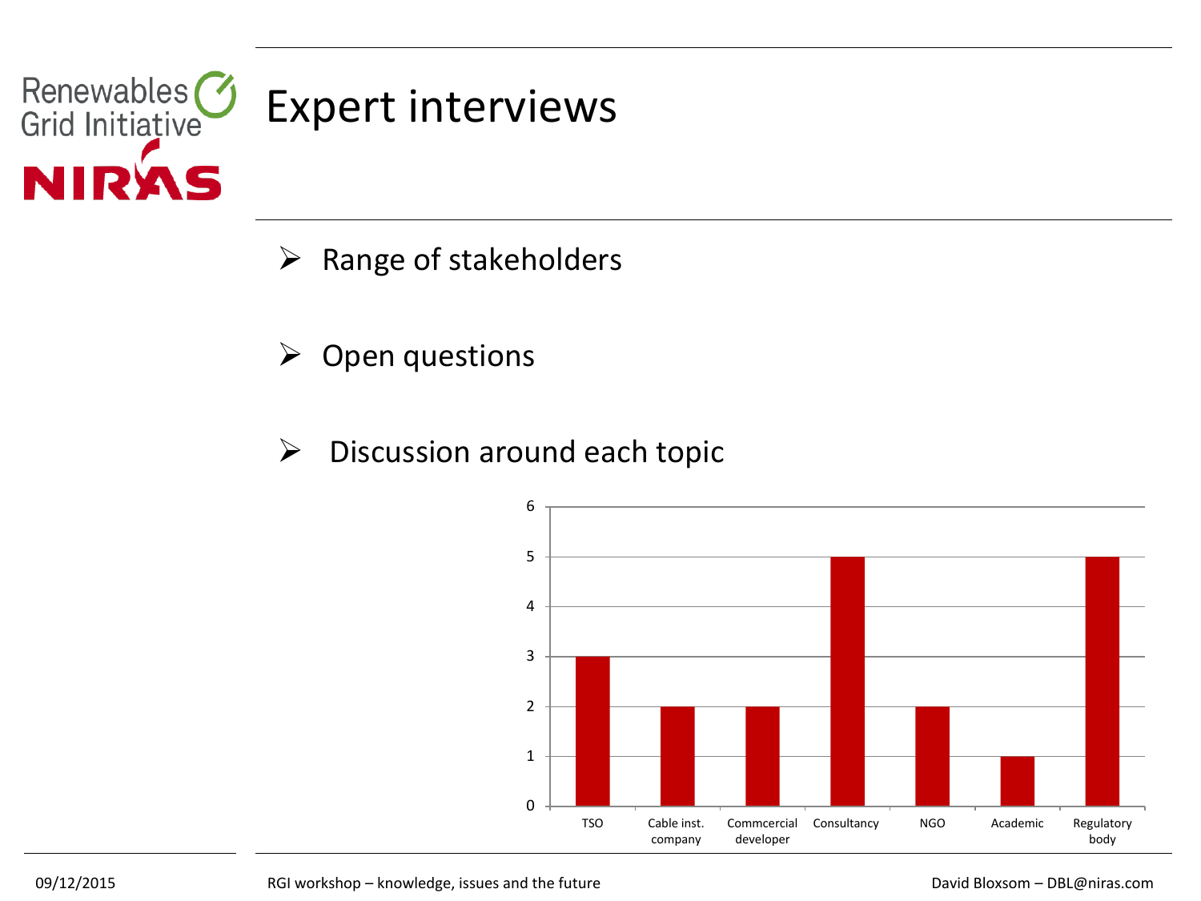# Expert interviews

- Range of stakeholders
- Open questions
- Discussion around each topic

| Stakeholder | Number |
| --- | --- |
| TSO | 3 |
| Cable inst. company | 2 |
| Commcercial developer | 2 |
| Consultancy | 5 |
| NGO | 2 |
| Academic | 1 |
| Regulatory body | 5 |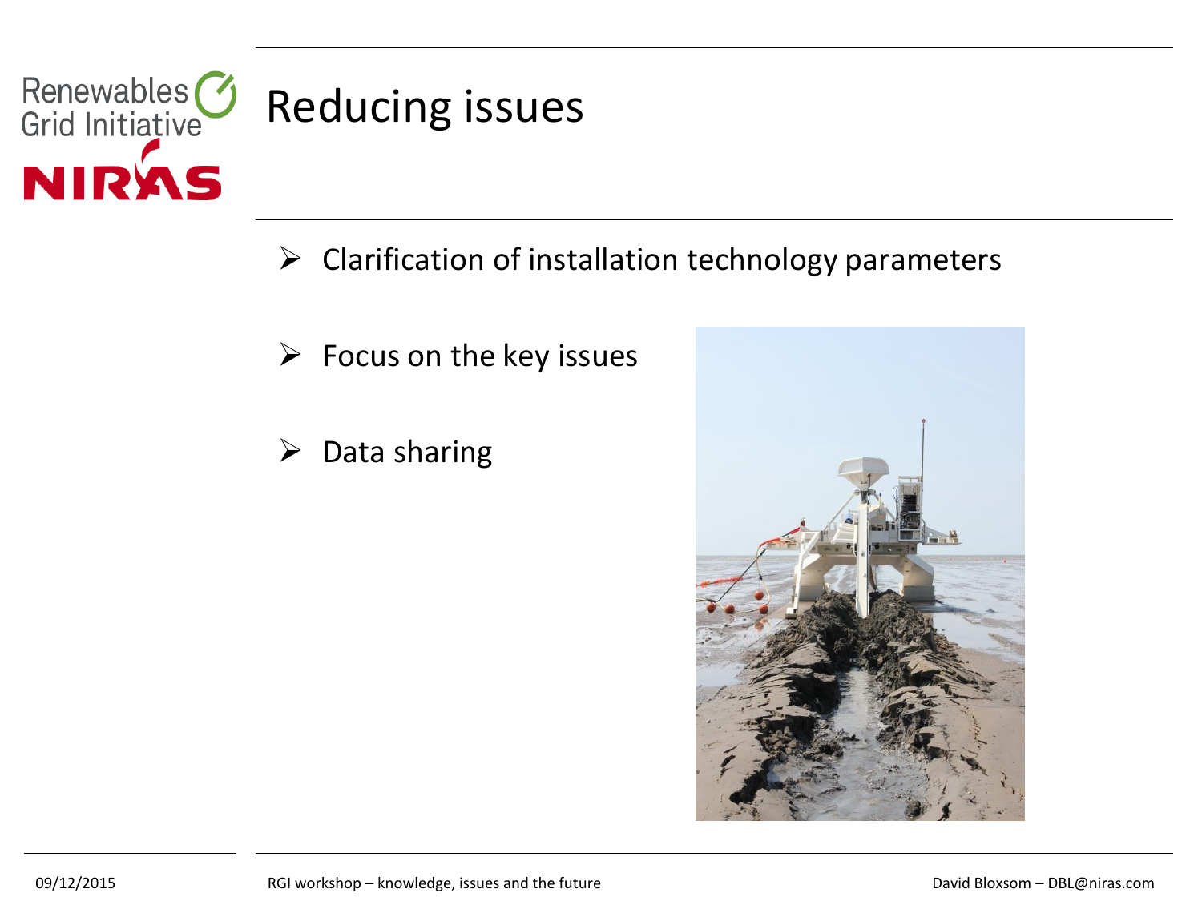# Reducing issues

- Clarification of installation technology parameters
- Focus on the key issues
- Data sharing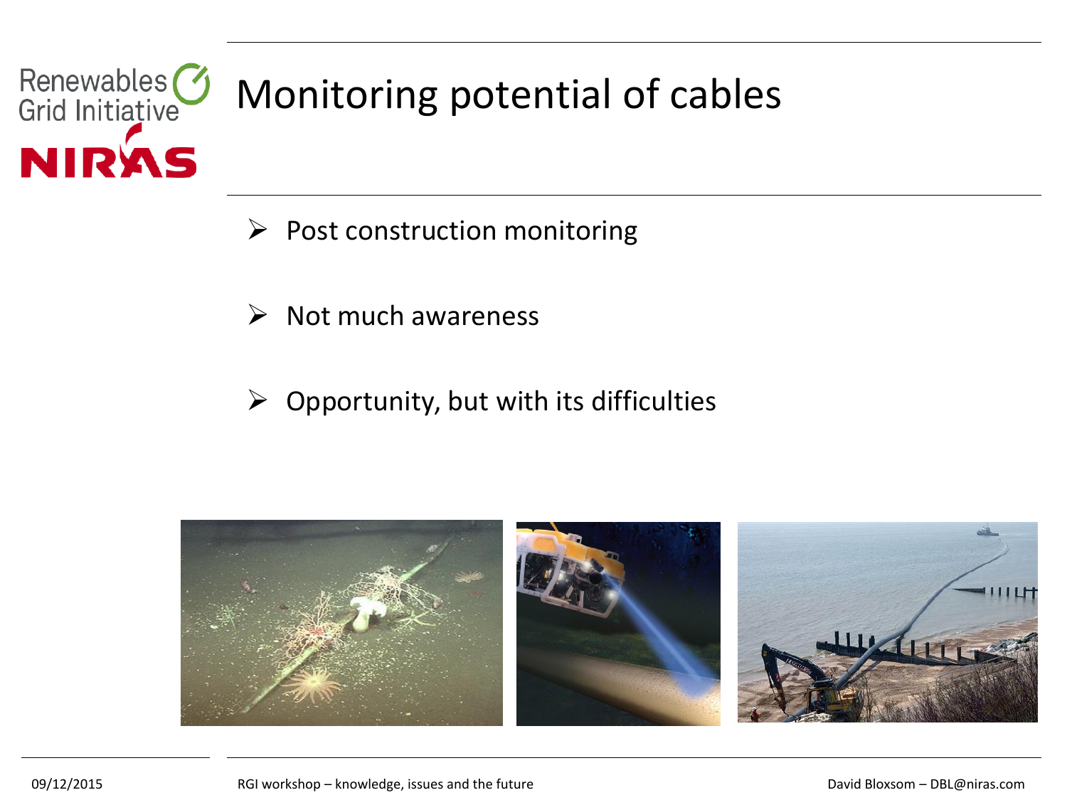# Monitoring potential of cables

- Post construction monitoring
- Not much awareness
- Opportunity, but with its difficulties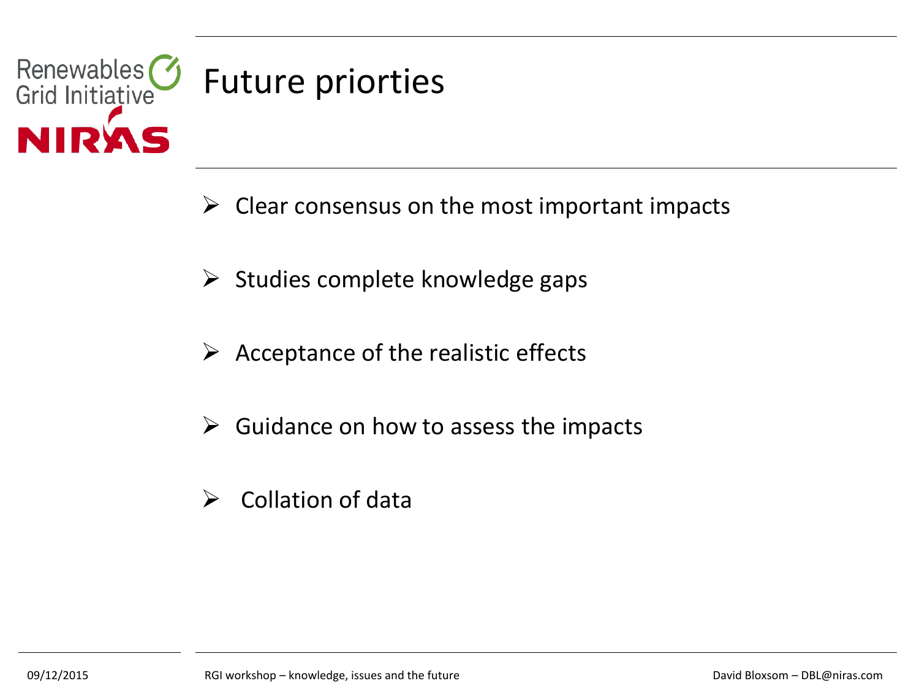# Future priorties

- Clear consensus on the most important impacts
- Studies complete knowledge gaps
- Acceptance of the realistic effects
- Guidance on how to assess the impacts
- Collation of data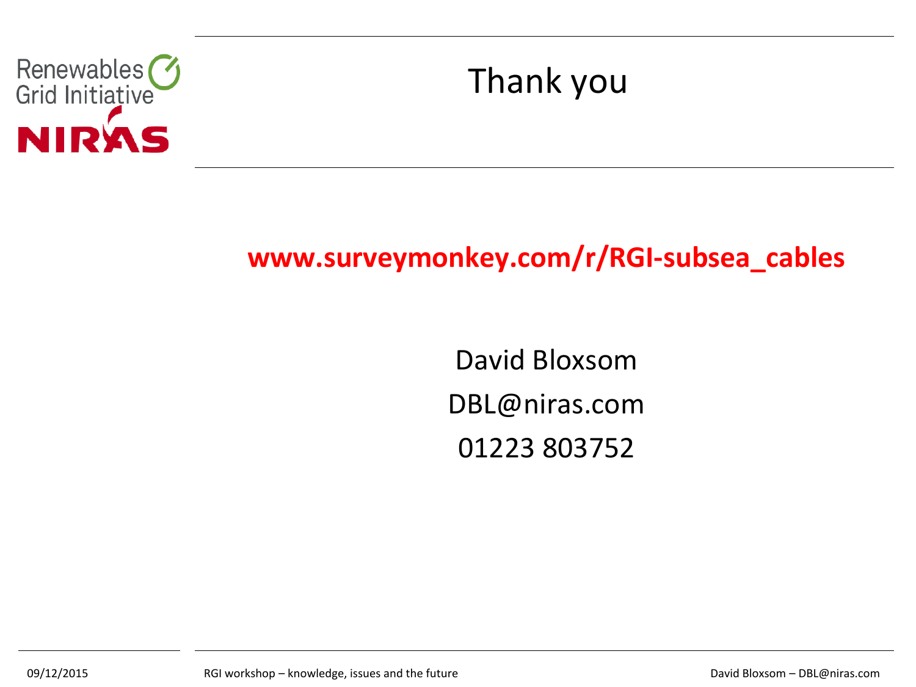# Thank you

**www.surveymonkey.com/r/RGI-subsea_cables**

David Bloxsom

DBL@niras.com

01223 803752